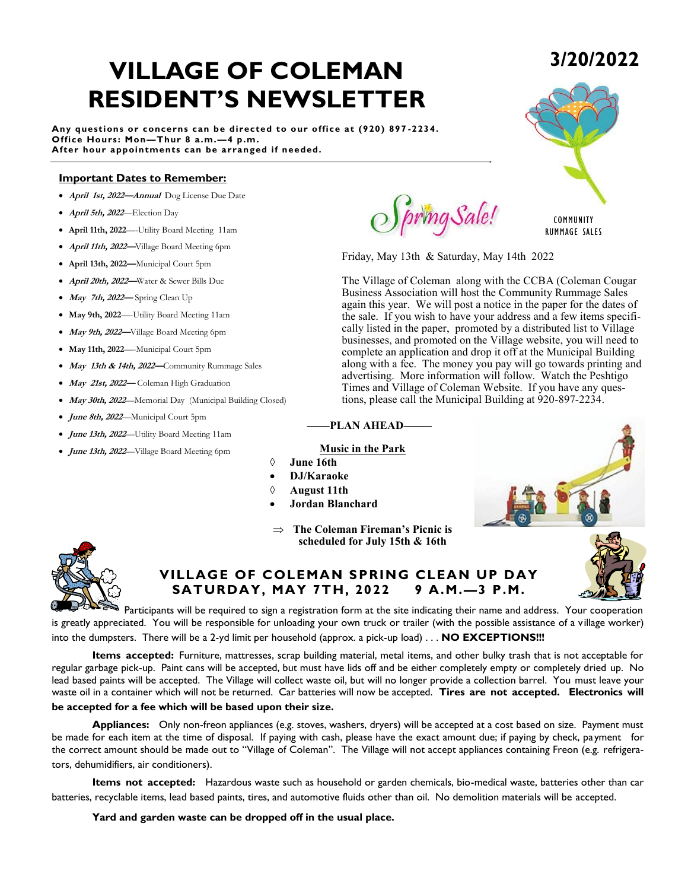# VILLAGE OF COLEMAN RESIDENT'S NEWSLETTER

## 3/20/2022

**Any questions or concerns can be directed to our office at (920) 897-2234.**
**Office Hours: Mon—Thur 8 a.m.—4 p.m.**
**After hour appointments can be arranged if needed.**

### Important Dates to Remember:

- ***April 1st, 2022—Annual*** Dog License Due Date
- ***April 5th, 2022***—Election Day
- **April 11th, 2022**—Utility Board Meeting 11am
- ***April 11th, 2022—***Village Board Meeting 6pm
- **April 13th, 2022—**Municipal Court 5pm
- ***April 20th, 2022—***Water & Sewer Bills Due
- ***May 7th, 2022—*** Spring Clean Up
- **May 9th, 2022**—Utility Board Meeting 11am
- ***May 9th, 2022—***Village Board Meeting 6pm
- **May 11th, 2022**—Municipal Court 5pm
- ***May 13th & 14th, 2022—***Community Rummage Sales
- ***May 21st, 2022—*** Coleman High Graduation
- ***May 30th, 2022***—Memorial Day (Municipal Building Closed)
- ***June 8th, 2022***—Municipal Court 5pm
- ***June 13th, 2022***—Utility Board Meeting 11am
- ***June 13th, 2022***—Village Board Meeting 6pm

## Spring Sale!

COMMUNITY RUMMAGE SALES

Friday, May 13th & Saturday, May 14th 2022

The Village of Coleman along with the CCBA (Coleman Cougar Business Association will host the Community Rummage Sales again this year. We will post a notice in the paper for the dates of the sale. If you wish to have your address and a few items specifically listed in the paper, promoted by a distributed list to Village businesses, and promoted on the Village website, you will need to complete an application and drop it off at the Municipal Building along with a fee. The money you pay will go towards printing and advertising. More information will follow. Watch the Peshtigo Times and Village of Coleman Website. If you have any questions, please call the Municipal Building at 920-897-2234.

**——PLAN AHEAD——**

**Music in the Park**

- ◊ **June 16th**
- **DJ/Karaoke**
- ◊ **August 11th**
- **Jordan Blanchard**

⇒ **The Coleman Fireman's Picnic is scheduled for July 15th & 16th**

## VILLAGE OF COLEMAN SPRING CLEAN UP DAY SATURDAY, MAY 7TH, 2022 9 A.M.—3 P.M.

Participants will be required to sign a registration form at the site indicating their name and address. Your cooperation is greatly appreciated. You will be responsible for unloading your own truck or trailer (with the possible assistance of a village worker) into the dumpsters. There will be a 2-yd limit per household (approx. a pick-up load) . . . **NO EXCEPTIONS!!!**

**Items accepted:** Furniture, mattresses, scrap building material, metal items, and other bulky trash that is not acceptable for regular garbage pick-up. Paint cans will be accepted, but must have lids off and be either completely empty or completely dried up. No lead based paints will be accepted. The Village will collect waste oil, but will no longer provide a collection barrel. You must leave your waste oil in a container which will not be returned. Car batteries will now be accepted. **Tires are not accepted. Electronics will be accepted for a fee which will be based upon their size.**

**Appliances:** Only non-freon appliances (e.g. stoves, washers, dryers) will be accepted at a cost based on size. Payment must be made for each item at the time of disposal. If paying with cash, please have the exact amount due; if paying by check, payment for the correct amount should be made out to "Village of Coleman". The Village will not accept appliances containing Freon (e.g. refrigerators, dehumidifiers, air conditioners).

**Items not accepted:** Hazardous waste such as household or garden chemicals, bio-medical waste, batteries other than car batteries, recyclable items, lead based paints, tires, and automotive fluids other than oil. No demolition materials will be accepted.

**Yard and garden waste can be dropped off in the usual place.**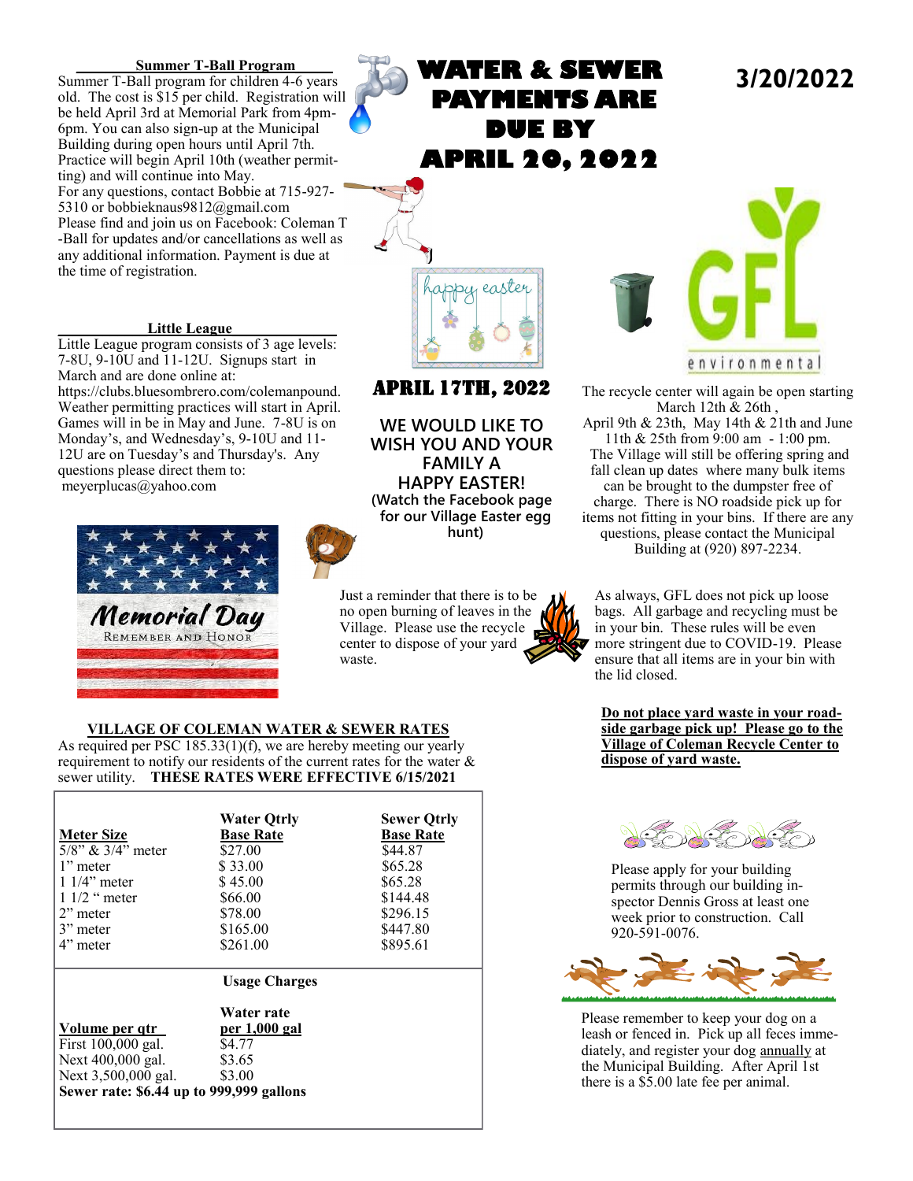## Summer T-Ball Program

Summer T-Ball program for children 4-6 years old. The cost is $15 per child. Registration will be held April 3rd at Memorial Park from 4pm-6pm. You can also sign-up at the Municipal Building during open hours until April 7th. Practice will begin April 10th (weather permitting) and will continue into May.
For any questions, contact Bobbie at 715-927-5310 or bobbieknaus9812@gmail.com
Please find and join us on Facebook: Coleman T-Ball for updates and/or cancellations as well as any additional information. Payment is due at the time of registration.

## Little League

Little League program consists of 3 age levels: 7-8U, 9-10U and 11-12U. Signups start in March and are done online at: https://clubs.bluesombrero.com/colemanpound. Weather permitting practices will start in April. Games will in be in May and June. 7-8U is on Monday's, and Wednesday's, 9-10U and 11-12U are on Tuesday's and Thursday's. Any questions please direct them to: meyerplucas@yahoo.com

Memorial Day
REMEMBER AND HONOR

# WATER & SEWER PAYMENTS ARE DUE BY APRIL 20, 2022

# 3/20/2022

happy easter

## APRIL 17TH, 2022

**WE WOULD LIKE TO WISH YOU AND YOUR FAMILY A HAPPY EASTER!**
**(Watch the Facebook page for our Village Easter egg hunt)**

Just a reminder that there is to be no open burning of leaves in the Village. Please use the recycle center to dispose of your yard waste.

GFL environmental

The recycle center will again be open starting March 12th & 26th , April 9th & 23th, May 14th & 21th and June 11th & 25th from 9:00 am - 1:00 pm. The Village will still be offering spring and fall clean up dates where many bulk items can be brought to the dumpster free of charge. There is NO roadside pick up for items not fitting in your bins. If there are any questions, please contact the Municipal Building at (920) 897-2234.

As always, GFL does not pick up loose bags. All garbage and recycling must be in your bin. These rules will be even more stringent due to COVID-19. Please ensure that all items are in your bin with the lid closed.

**Do not place yard waste in your roadside garbage pick up! Please go to the Village of Coleman Recycle Center to dispose of yard waste.**

## VILLAGE OF COLEMAN WATER & SEWER RATES

As required per PSC 185.33(1)(f), we are hereby meeting our yearly requirement to notify our residents of the current rates for the water & sewer utility. **THESE RATES WERE EFFECTIVE 6/15/2021**

| Meter Size | Water Qtrly Base Rate | Sewer Qtrly Base Rate |
|---|---|---|
| 5/8" & 3/4" meter | $27.00 | $44.87 |
| 1" meter | $ 33.00 | $65.28 |
| 1 1/4" meter | $ 45.00 | $65.28 |
| 1 1/2 " meter | $66.00 | $144.48 |
| 2" meter | $78.00 | $296.15 |
| 3" meter | $165.00 | $447.80 |
| 4" meter | $261.00 | $895.61 |

**Usage Charges**

| Volume per qtr | Water rate per 1,000 gal |
|---|---|
| First 100,000 gal. | $4.77 |
| Next 400,000 gal. | $3.65 |
| Next 3,500,000 gal. | $3.00 |

**Sewer rate: $6.44 up to 999,999 gallons**

Please apply for your building permits through our building inspector Dennis Gross at least one week prior to construction. Call 920-591-0076.

Please remember to keep your dog on a leash or fenced in. Pick up all feces immediately, and register your dog annually at the Municipal Building. After April 1st there is a $5.00 late fee per animal.